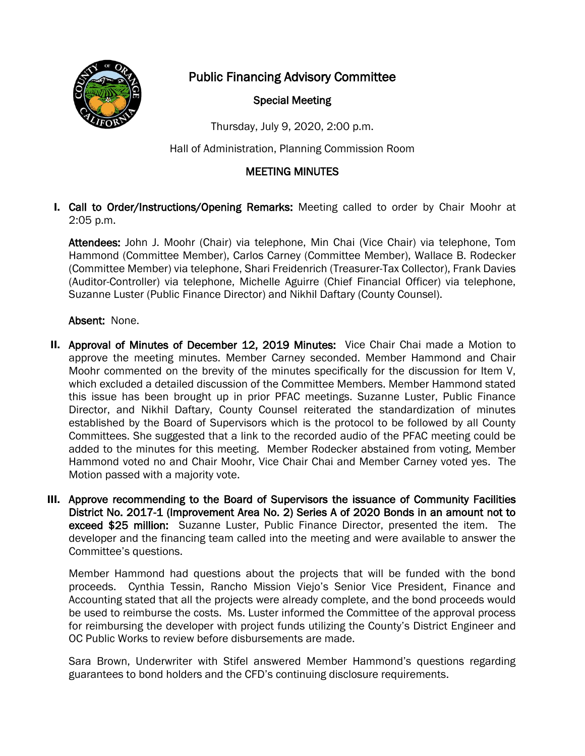# Public Financing Advisory Committee

## Special Meeting

Thursday, July 9, 2020, 2:00 p.m.

Hall of Administration, Planning Commission Room

## MEETING MINUTES

**I. Call to Order/Instructions/Opening Remarks:** Meeting called to order by Chair Moohr at 2:05 p.m.

**Attendees:** John J. Moohr (Chair) via telephone, Min Chai (Vice Chair) via telephone, Tom Hammond (Committee Member), Carlos Carney (Committee Member), Wallace B. Rodecker (Committee Member) via telephone, Shari Freidenrich (Treasurer-Tax Collector), Frank Davies (Auditor-Controller) via telephone, Michelle Aguirre (Chief Financial Officer) via telephone, Suzanne Luster (Public Finance Director) and Nikhil Daftary (County Counsel).

**Absent:** None.

**II. Approval of Minutes of December 12, 2019 Minutes:** Vice Chair Chai made a Motion to approve the meeting minutes. Member Carney seconded. Member Hammond and Chair Moohr commented on the brevity of the minutes specifically for the discussion for Item V, which excluded a detailed discussion of the Committee Members. Member Hammond stated this issue has been brought up in prior PFAC meetings. Suzanne Luster, Public Finance Director, and Nikhil Daftary, County Counsel reiterated the standardization of minutes established by the Board of Supervisors which is the protocol to be followed by all County Committees. She suggested that a link to the recorded audio of the PFAC meeting could be added to the minutes for this meeting. Member Rodecker abstained from voting, Member Hammond voted no and Chair Moohr, Vice Chair Chai and Member Carney voted yes. The Motion passed with a majority vote.

**III. Approve recommending to the Board of Supervisors the issuance of Community Facilities District No. 2017-1 (Improvement Area No. 2) Series A of 2020 Bonds in an amount not to exceed $25 million:** Suzanne Luster, Public Finance Director, presented the item. The developer and the financing team called into the meeting and were available to answer the Committee's questions.

Member Hammond had questions about the projects that will be funded with the bond proceeds. Cynthia Tessin, Rancho Mission Viejo's Senior Vice President, Finance and Accounting stated that all the projects were already complete, and the bond proceeds would be used to reimburse the costs. Ms. Luster informed the Committee of the approval process for reimbursing the developer with project funds utilizing the County's District Engineer and OC Public Works to review before disbursements are made.

Sara Brown, Underwriter with Stifel answered Member Hammond's questions regarding guarantees to bond holders and the CFD's continuing disclosure requirements.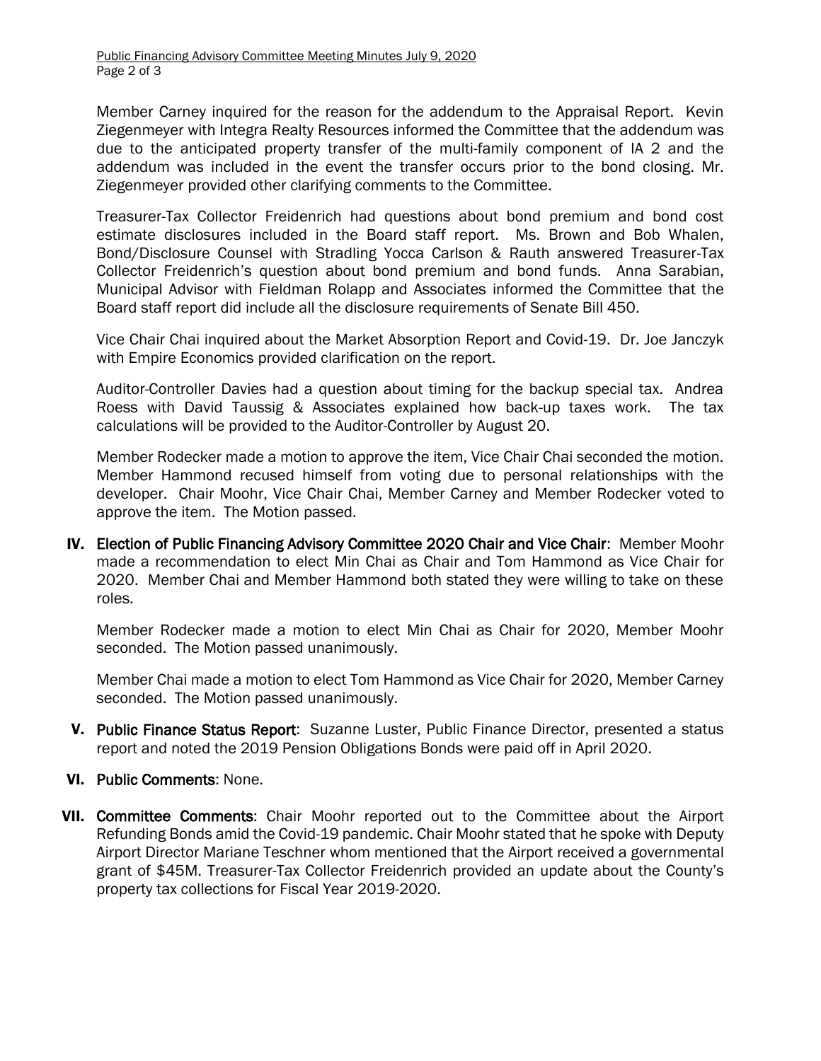Member Carney inquired for the reason for the addendum to the Appraisal Report. Kevin Ziegenmeyer with Integra Realty Resources informed the Committee that the addendum was due to the anticipated property transfer of the multi-family component of IA 2 and the addendum was included in the event the transfer occurs prior to the bond closing. Mr. Ziegenmeyer provided other clarifying comments to the Committee.

Treasurer-Tax Collector Freidenrich had questions about bond premium and bond cost estimate disclosures included in the Board staff report. Ms. Brown and Bob Whalen, Bond/Disclosure Counsel with Stradling Yocca Carlson & Rauth answered Treasurer-Tax Collector Freidenrich's question about bond premium and bond funds. Anna Sarabian, Municipal Advisor with Fieldman Rolapp and Associates informed the Committee that the Board staff report did include all the disclosure requirements of Senate Bill 450.

Vice Chair Chai inquired about the Market Absorption Report and Covid-19. Dr. Joe Janczyk with Empire Economics provided clarification on the report.

Auditor-Controller Davies had a question about timing for the backup special tax. Andrea Roess with David Taussig & Associates explained how back-up taxes work. The tax calculations will be provided to the Auditor-Controller by August 20.

Member Rodecker made a motion to approve the item, Vice Chair Chai seconded the motion. Member Hammond recused himself from voting due to personal relationships with the developer. Chair Moohr, Vice Chair Chai, Member Carney and Member Rodecker voted to approve the item. The Motion passed.

**IV. Election of Public Financing Advisory Committee 2020 Chair and Vice Chair**: Member Moohr made a recommendation to elect Min Chai as Chair and Tom Hammond as Vice Chair for 2020. Member Chai and Member Hammond both stated they were willing to take on these roles.

Member Rodecker made a motion to elect Min Chai as Chair for 2020, Member Moohr seconded. The Motion passed unanimously.

Member Chai made a motion to elect Tom Hammond as Vice Chair for 2020, Member Carney seconded. The Motion passed unanimously.

**V. Public Finance Status Report**: Suzanne Luster, Public Finance Director, presented a status report and noted the 2019 Pension Obligations Bonds were paid off in April 2020.

**VI. Public Comments**: None.

**VII. Committee Comments**: Chair Moohr reported out to the Committee about the Airport Refunding Bonds amid the Covid-19 pandemic. Chair Moohr stated that he spoke with Deputy Airport Director Mariane Teschner whom mentioned that the Airport received a governmental grant of $45M. Treasurer-Tax Collector Freidenrich provided an update about the County's property tax collections for Fiscal Year 2019-2020.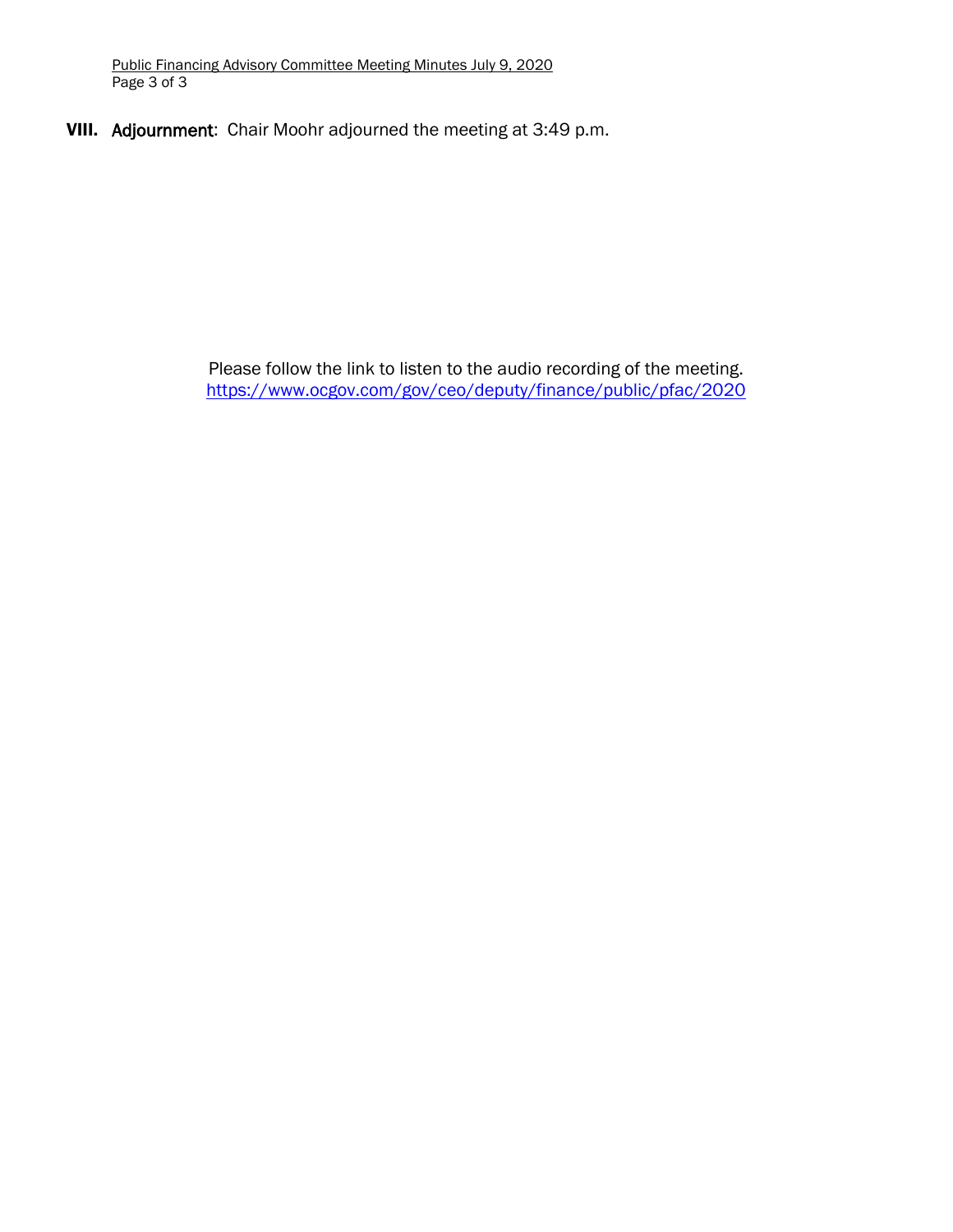**VIII. Adjournment**: Chair Moohr adjourned the meeting at 3:49 p.m.

Please follow the link to listen to the audio recording of the meeting.
https://www.ocgov.com/gov/ceo/deputy/finance/public/pfac/2020